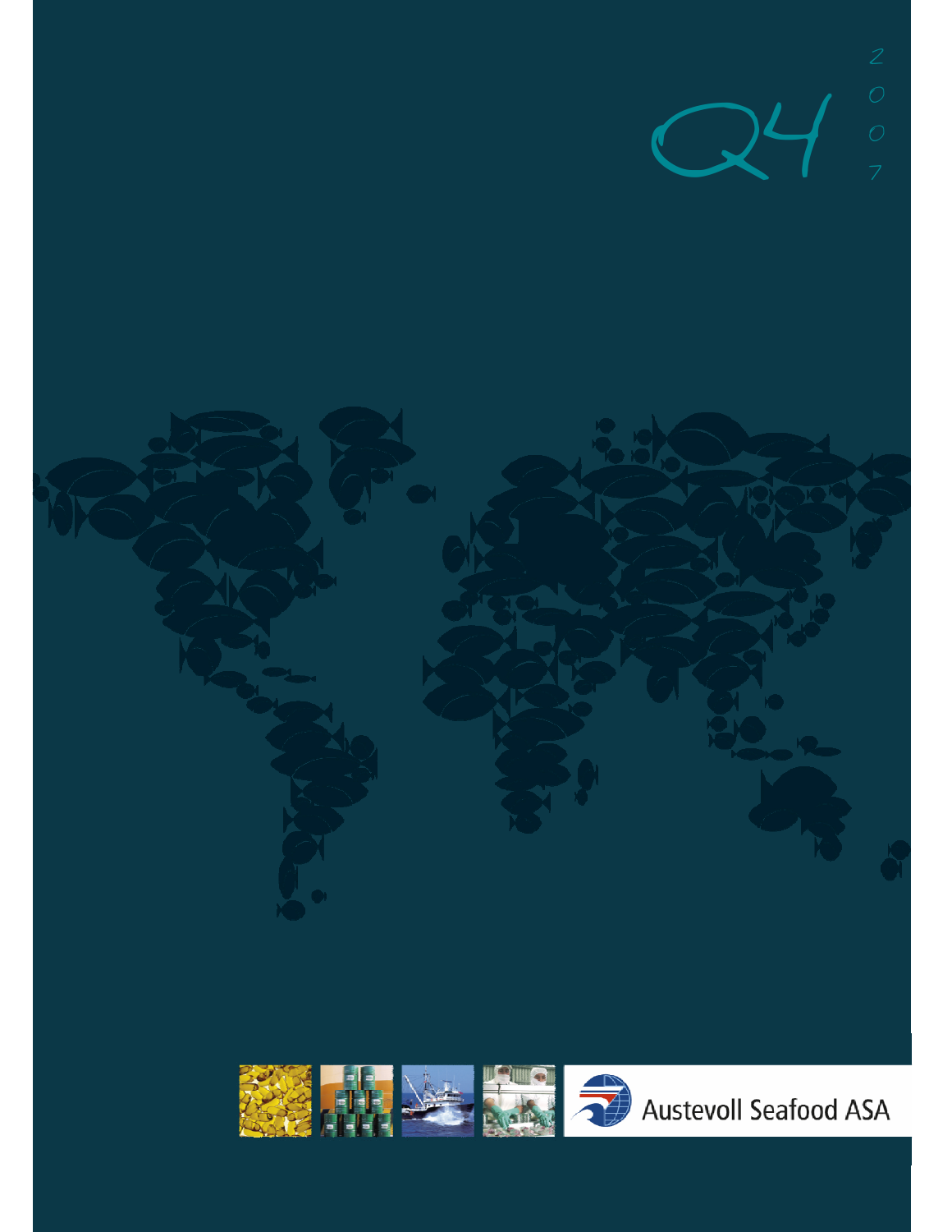# Q4 2007

Austevoll Seafood ASA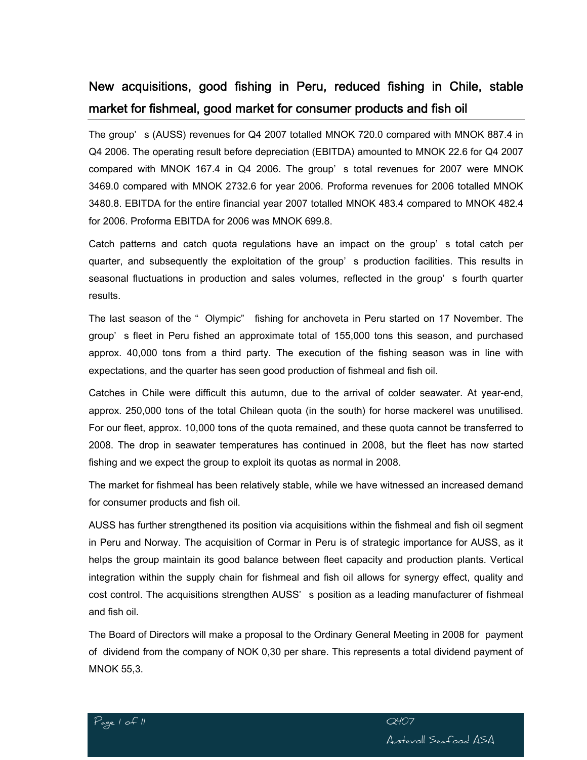## New acquisitions, good fishing in Peru, reduced fishing in Chile, stable market for fishmeal, good market for consumer products and fish oil

The group's (AUSS) revenues for Q4 2007 totalled MNOK 720.0 compared with MNOK 887.4 in Q4 2006. The operating result before depreciation (EBITDA) amounted to MNOK 22.6 for Q4 2007 compared with MNOK 167.4 in Q4 2006. The group's total revenues for 2007 were MNOK 3469.0 compared with MNOK 2732.6 for year 2006. Proforma revenues for 2006 totalled MNOK 3480.8. EBITDA for the entire financial year 2007 totalled MNOK 483.4 compared to MNOK 482.4 for 2006. Proforma EBITDA for 2006 was MNOK 699.8.

Catch patterns and catch quota regulations have an impact on the group's total catch per quarter, and subsequently the exploitation of the group's production facilities. This results in seasonal fluctuations in production and sales volumes, reflected in the group's fourth quarter results.

The last season of the "Olympic" fishing for anchoveta in Peru started on 17 November. The group's fleet in Peru fished an approximate total of 155,000 tons this season, and purchased approx. 40,000 tons from a third party. The execution of the fishing season was in line with expectations, and the quarter has seen good production of fishmeal and fish oil.

Catches in Chile were difficult this autumn, due to the arrival of colder seawater. At year-end, approx. 250,000 tons of the total Chilean quota (in the south) for horse mackerel was unutilised. For our fleet, approx. 10,000 tons of the quota remained, and these quota cannot be transferred to 2008. The drop in seawater temperatures has continued in 2008, but the fleet has now started fishing and we expect the group to exploit its quotas as normal in 2008.

The market for fishmeal has been relatively stable, while we have witnessed an increased demand for consumer products and fish oil.

AUSS has further strengthened its position via acquisitions within the fishmeal and fish oil segment in Peru and Norway. The acquisition of Cormar in Peru is of strategic importance for AUSS, as it helps the group maintain its good balance between fleet capacity and production plants. Vertical integration within the supply chain for fishmeal and fish oil allows for synergy effect, quality and cost control. The acquisitions strengthen AUSS's position as a leading manufacturer of fishmeal and fish oil.

The Board of Directors will make a proposal to the Ordinary General Meeting in 2008 for payment of dividend from the company of NOK 0,30 per share. This represents a total dividend payment of MNOK 55,3.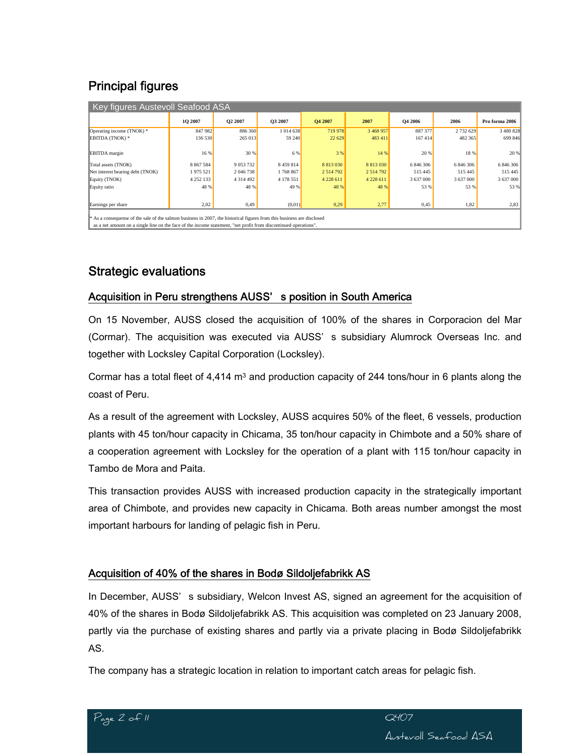## Principal figures

| Key figures Austevoll Seafood ASA | 1Q 2007 | Q2 2007 | Q3 2007 | Q4 2007 | 2007 | Q4 2006 | 2006 | Pro forma 2006 |
|---|---|---|---|---|---|---|---|---|
| Operating income (TNOK) * | 847 982 | 886 360 | 1 014 638 | 719 978 | 3 468 957 | 887 377 | 2 732 629 | 3 480 828 |
| EBITDA (TNOK) * | 136 530 | 265 013 | 59 240 | 22 629 | 483 411 | 167 414 | 482 365 | 699 846 |
| EBITDA margin | 16 % | 30 % | 6 % | 3 % | 14 % | 20 % | 18 % | 20 % |
| Total assets (TNOK) | 8 867 584 | 9 053 732 | 8 459 814 | 8 813 030 | 8 813 030 | 6 846 306 | 6 846 306 | 6 846 306 |
| Net interest bearing debt (TNOK) | 1 975 521 | 2 046 738 | 1 768 867 | 2 514 792 | 2 514 792 | 515 445 | 515 445 | 515 445 |
| Equity (TNOK) | 4 252 133 | 4 314 492 | 4 178 551 | 4 228 611 | 4 228 611 | 3 637 000 | 3 637 000 | 3 637 000 |
| Equity ratio | 48 % | 48 % | 49 % | 48 % | 48 % | 53 % | 53 % | 53 % |
| Earnings per share | 2,02 | 0,49 | (0,01) | 0,29 | 2,77 | 0,45 | 1,82 | 2,83 |

* As a consequense of the sale of the salmon business in 2007, the historical figures from this business are disclosed as a net amount on a single line on the face of the income statement, "net profit from discontinued operations".

## Strategic evaluations

### Acquisition in Peru strengthens AUSS' s position in South America

On 15 November, AUSS closed the acquisition of 100% of the shares in Corporacion del Mar (Cormar). The acquisition was executed via AUSS' s subsidiary Alumrock Overseas Inc. and together with Locksley Capital Corporation (Locksley).

Cormar has a total fleet of 4,414 m³ and production capacity of 244 tons/hour in 6 plants along the coast of Peru.

As a result of the agreement with Locksley, AUSS acquires 50% of the fleet, 6 vessels, production plants with 45 ton/hour capacity in Chicama, 35 ton/hour capacity in Chimbote and a 50% share of a cooperation agreement with Locksley for the operation of a plant with 115 ton/hour capacity in Tambo de Mora and Paita.

This transaction provides AUSS with increased production capacity in the strategically important area of Chimbote, and provides new capacity in Chicama. Both areas number amongst the most important harbours for landing of pelagic fish in Peru.

### Acquisition of 40% of the shares in Bodø Sildoljefabrikk AS

In December, AUSS' s subsidiary, Welcon Invest AS, signed an agreement for the acquisition of 40% of the shares in Bodø Sildoljefabrikk AS. This acquisition was completed on 23 January 2008, partly via the purchase of existing shares and partly via a private placing in Bodø Sildoljefabrikk AS.

The company has a strategic location in relation to important catch areas for pelagic fish.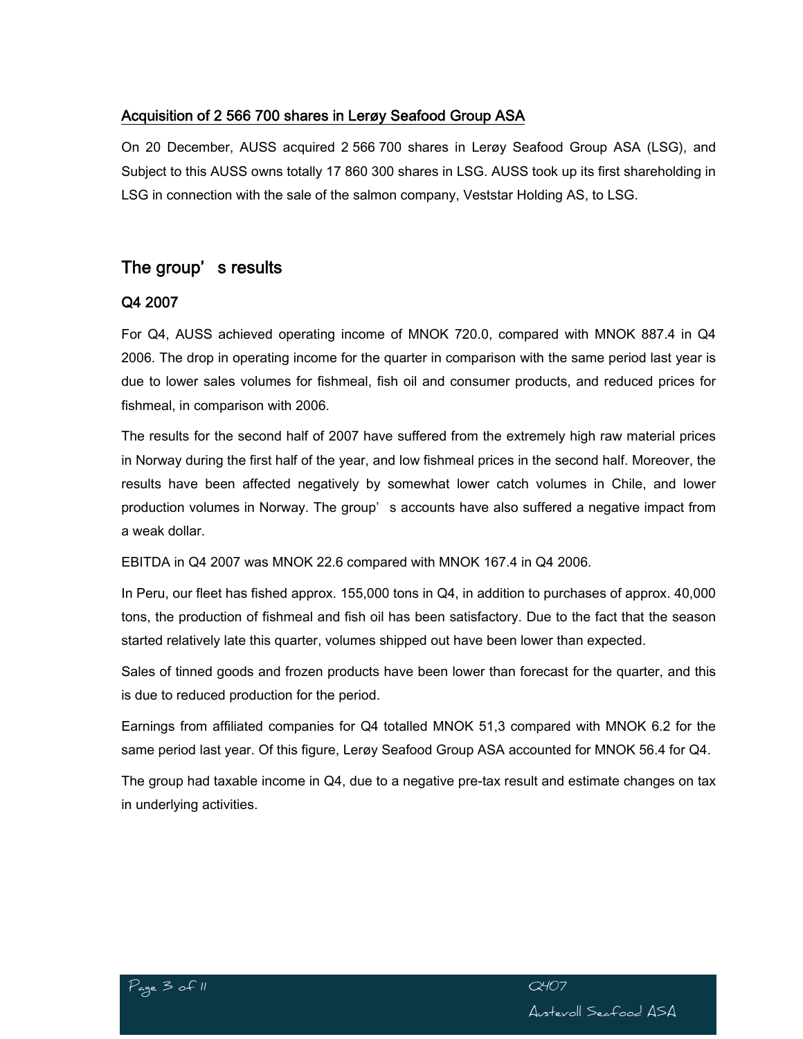### Acquisition of 2 566 700 shares in Lerøy Seafood Group ASA

On 20 December, AUSS acquired 2 566 700 shares in Lerøy Seafood Group ASA (LSG), and Subject to this AUSS owns totally 17 860 300 shares in LSG. AUSS took up its first shareholding in LSG in connection with the sale of the salmon company, Veststar Holding AS, to LSG.

## The group' s results

### Q4 2007

For Q4, AUSS achieved operating income of MNOK 720.0, compared with MNOK 887.4 in Q4 2006. The drop in operating income for the quarter in comparison with the same period last year is due to lower sales volumes for fishmeal, fish oil and consumer products, and reduced prices for fishmeal, in comparison with 2006.

The results for the second half of 2007 have suffered from the extremely high raw material prices in Norway during the first half of the year, and low fishmeal prices in the second half. Moreover, the results have been affected negatively by somewhat lower catch volumes in Chile, and lower production volumes in Norway. The group' s accounts have also suffered a negative impact from a weak dollar.

EBITDA in Q4 2007 was MNOK 22.6 compared with MNOK 167.4 in Q4 2006.

In Peru, our fleet has fished approx. 155,000 tons in Q4, in addition to purchases of approx. 40,000 tons, the production of fishmeal and fish oil has been satisfactory. Due to the fact that the season started relatively late this quarter, volumes shipped out have been lower than expected.

Sales of tinned goods and frozen products have been lower than forecast for the quarter, and this is due to reduced production for the period.

Earnings from affiliated companies for Q4 totalled MNOK 51,3 compared with MNOK 6.2 for the same period last year. Of this figure, Lerøy Seafood Group ASA accounted for MNOK 56.4 for Q4.

The group had taxable income in Q4, due to a negative pre-tax result and estimate changes on tax in underlying activities.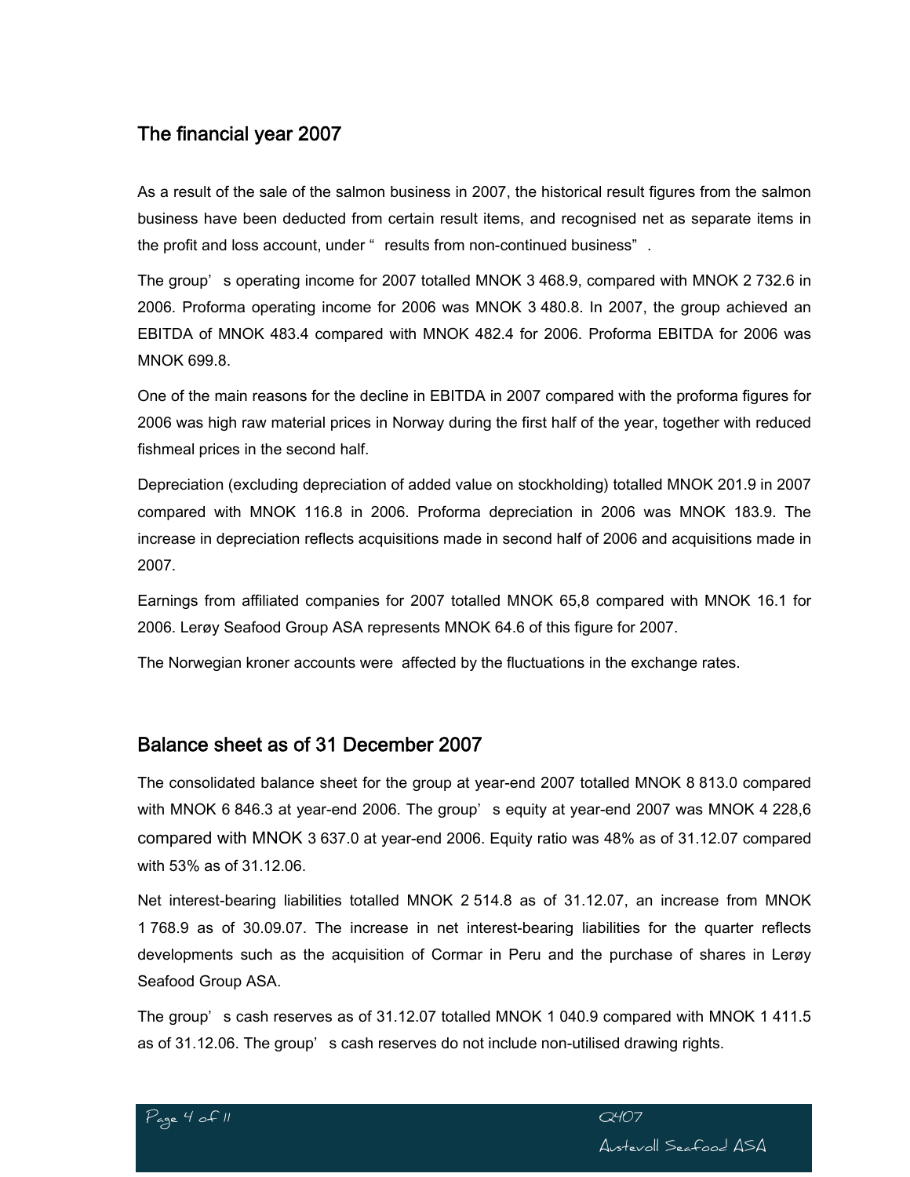## The financial year 2007

As a result of the sale of the salmon business in 2007, the historical result figures from the salmon business have been deducted from certain result items, and recognised net as separate items in the profit and loss account, under " results from non-continued business".

The group's operating income for 2007 totalled MNOK 3 468.9, compared with MNOK 2 732.6 in 2006. Proforma operating income for 2006 was MNOK 3 480.8. In 2007, the group achieved an EBITDA of MNOK 483.4 compared with MNOK 482.4 for 2006. Proforma EBITDA for 2006 was MNOK 699.8.

One of the main reasons for the decline in EBITDA in 2007 compared with the proforma figures for 2006 was high raw material prices in Norway during the first half of the year, together with reduced fishmeal prices in the second half.

Depreciation (excluding depreciation of added value on stockholding) totalled MNOK 201.9 in 2007 compared with MNOK 116.8 in 2006. Proforma depreciation in 2006 was MNOK 183.9. The increase in depreciation reflects acquisitions made in second half of 2006 and acquisitions made in 2007.

Earnings from affiliated companies for 2007 totalled MNOK 65,8 compared with MNOK 16.1 for 2006. Lerøy Seafood Group ASA represents MNOK 64.6 of this figure for 2007.

The Norwegian kroner accounts were affected by the fluctuations in the exchange rates.

## Balance sheet as of 31 December 2007

The consolidated balance sheet for the group at year-end 2007 totalled MNOK 8 813.0 compared with MNOK 6 846.3 at year-end 2006. The group's equity at year-end 2007 was MNOK 4 228,6 compared with MNOK 3 637.0 at year-end 2006. Equity ratio was 48% as of 31.12.07 compared with 53% as of 31.12.06.

Net interest-bearing liabilities totalled MNOK 2 514.8 as of 31.12.07, an increase from MNOK 1 768.9 as of 30.09.07. The increase in net interest-bearing liabilities for the quarter reflects developments such as the acquisition of Cormar in Peru and the purchase of shares in Lerøy Seafood Group ASA.

The group's cash reserves as of 31.12.07 totalled MNOK 1 040.9 compared with MNOK 1 411.5 as of 31.12.06. The group's cash reserves do not include non-utilised drawing rights.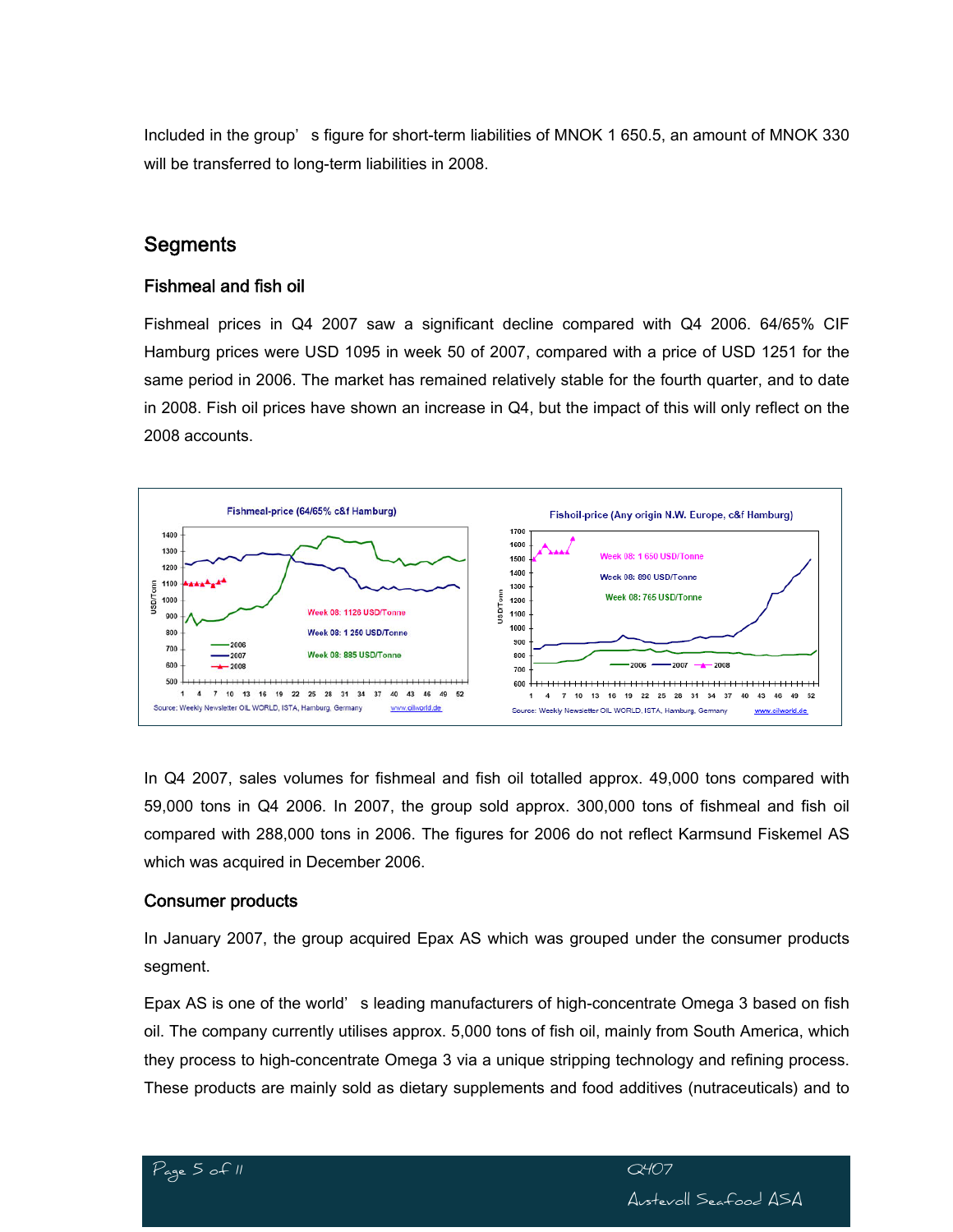Included in the group's figure for short-term liabilities of MNOK 1 650.5, an amount of MNOK 330 will be transferred to long-term liabilities in 2008.

## Segments

### Fishmeal and fish oil

Fishmeal prices in Q4 2007 saw a significant decline compared with Q4 2006. 64/65% CIF Hamburg prices were USD 1095 in week 50 of 2007, compared with a price of USD 1251 for the same period in 2006. The market has remained relatively stable for the fourth quarter, and to date in 2008. Fish oil prices have shown an increase in Q4, but the impact of this will only reflect on the 2008 accounts.

In Q4 2007, sales volumes for fishmeal and fish oil totalled approx. 49,000 tons compared with 59,000 tons in Q4 2006. In 2007, the group sold approx. 300,000 tons of fishmeal and fish oil compared with 288,000 tons in 2006. The figures for 2006 do not reflect Karmsund Fiskemel AS which was acquired in December 2006.

### Consumer products

In January 2007, the group acquired Epax AS which was grouped under the consumer products segment.

Epax AS is one of the world's leading manufacturers of high-concentrate Omega 3 based on fish oil. The company currently utilises approx. 5,000 tons of fish oil, mainly from South America, which they process to high-concentrate Omega 3 via a unique stripping technology and refining process. These products are mainly sold as dietary supplements and food additives (nutraceuticals) and to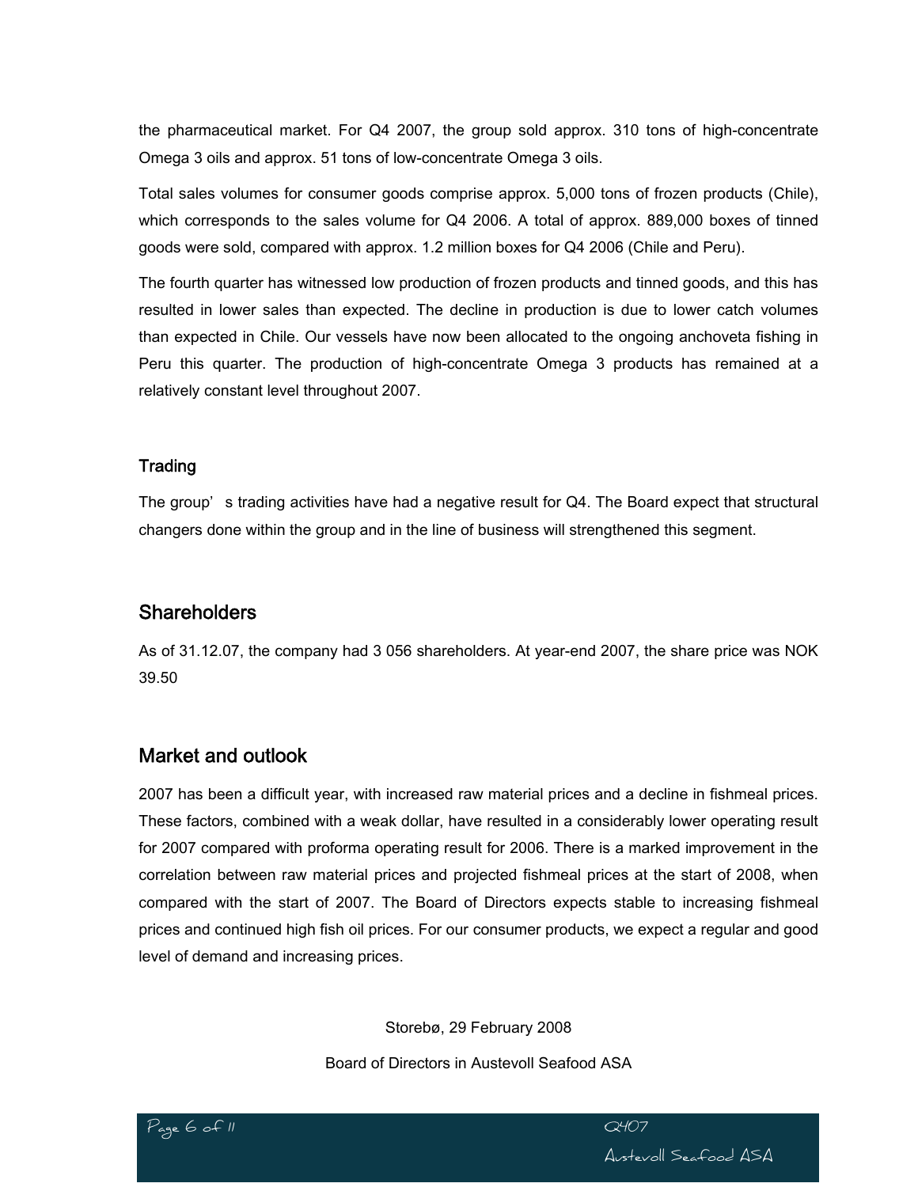the pharmaceutical market. For Q4 2007, the group sold approx. 310 tons of high-concentrate Omega 3 oils and approx. 51 tons of low-concentrate Omega 3 oils.

Total sales volumes for consumer goods comprise approx. 5,000 tons of frozen products (Chile), which corresponds to the sales volume for Q4 2006. A total of approx. 889,000 boxes of tinned goods were sold, compared with approx. 1.2 million boxes for Q4 2006 (Chile and Peru).

The fourth quarter has witnessed low production of frozen products and tinned goods, and this has resulted in lower sales than expected. The decline in production is due to lower catch volumes than expected in Chile. Our vessels have now been allocated to the ongoing anchoveta fishing in Peru this quarter. The production of high-concentrate Omega 3 products has remained at a relatively constant level throughout 2007.

### Trading

The group's trading activities have had a negative result for Q4. The Board expect that structural changers done within the group and in the line of business will strengthened this segment.

## Shareholders

As of 31.12.07, the company had 3 056 shareholders. At year-end 2007, the share price was NOK 39.50

## Market and outlook

2007 has been a difficult year, with increased raw material prices and a decline in fishmeal prices. These factors, combined with a weak dollar, have resulted in a considerably lower operating result for 2007 compared with proforma operating result for 2006. There is a marked improvement in the correlation between raw material prices and projected fishmeal prices at the start of 2008, when compared with the start of 2007. The Board of Directors expects stable to increasing fishmeal prices and continued high fish oil prices. For our consumer products, we expect a regular and good level of demand and increasing prices.

Storebø, 29 February 2008

Board of Directors in Austevoll Seafood ASA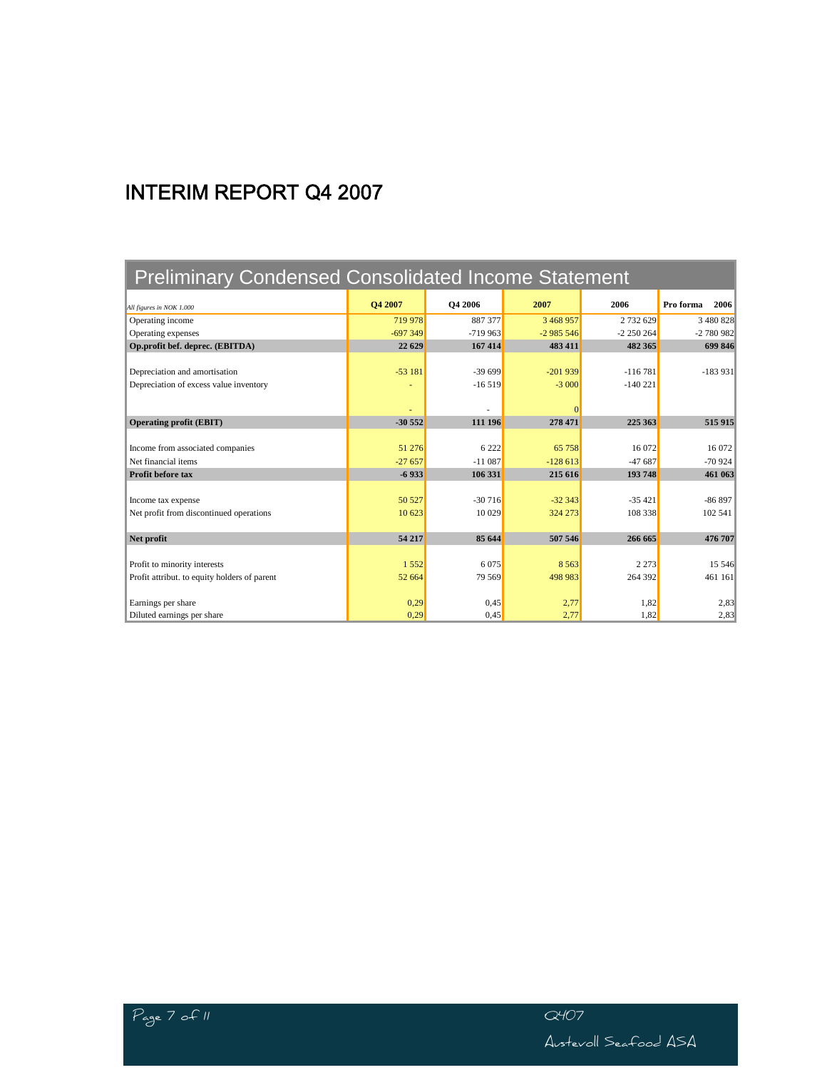# INTERIM REPORT Q4 2007

## Preliminary Condensed Consolidated Income Statement

| *All figures in NOK 1.000* | **Q4 2007** | **Q4 2006** | **2007** | **2006** | **Pro forma 2006** |
|---|---|---|---|---|---|
| Operating income | 719 978 | 887 377 | 3 468 957 | 2 732 629 | 3 480 828 |
| Operating expenses | -697 349 | -719 963 | -2 985 546 | -2 250 264 | -2 780 982 |
| **Op.profit bef. deprec. (EBITDA)** | **22 629** | **167 414** | **483 411** | **482 365** | **699 846** |
| Depreciation and amortisation | -53 181 | -39 699 | -201 939 | -116 781 | -183 931 |
| Depreciation of excess value inventory | - | -16 519 | -3 000 | -140 221 | |
| | - | - | 0 | | |
| **Operating profit (EBIT)** | **-30 552** | **111 196** | **278 471** | **225 363** | **515 915** |
| Income from associated companies | 51 276 | 6 222 | 65 758 | 16 072 | 16 072 |
| Net financial items | -27 657 | -11 087 | -128 613 | -47 687 | -70 924 |
| **Profit before tax** | **-6 933** | **106 331** | **215 616** | **193 748** | **461 063** |
| Income tax expense | 50 527 | -30 716 | -32 343 | -35 421 | -86 897 |
| Net profit from discontinued operations | 10 623 | 10 029 | 324 273 | 108 338 | 102 541 |
| **Net profit** | **54 217** | **85 644** | **507 546** | **266 665** | **476 707** |
| Profit to minority interests | 1 552 | 6 075 | 8 563 | 2 273 | 15 546 |
| Profit attribut. to equity holders of parent | 52 664 | 79 569 | 498 983 | 264 392 | 461 161 |
| Earnings per share | 0,29 | 0,45 | 2,77 | 1,82 | 2,83 |
| Diluted earnings per share | 0,29 | 0,45 | 2,77 | 1,82 | 2,83 |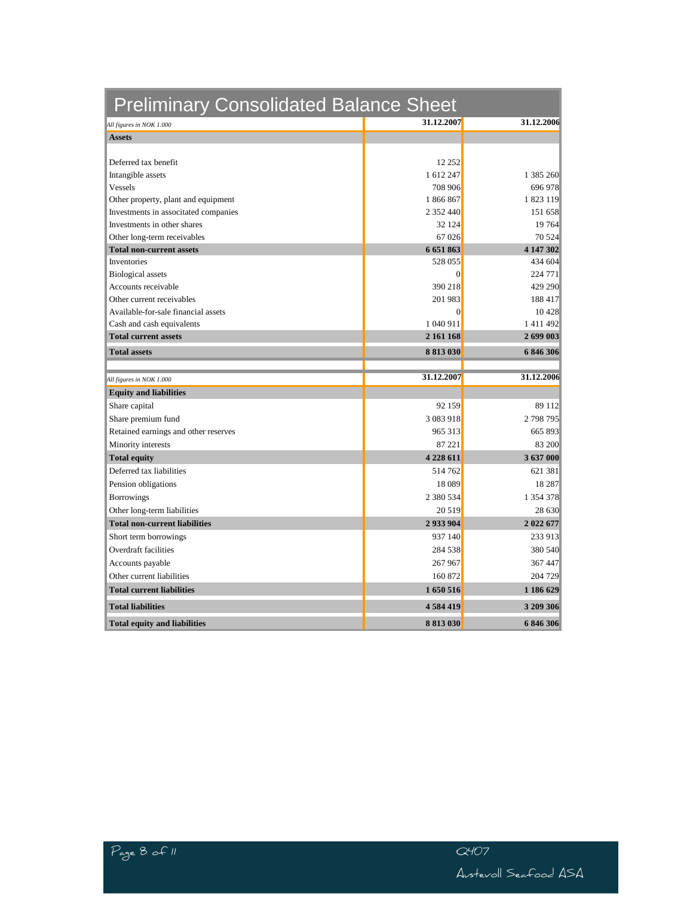# Preliminary Consolidated Balance Sheet

| *All figures in NOK 1.000* | 31.12.2007 | 31.12.2006 |
|---|---|---|
| **Assets** | | |
| Deferred tax benefit | 12 252 | |
| Intangible assets | 1 612 247 | 1 385 260 |
| Vessels | 708 906 | 696 978 |
| Other property, plant and equipment | 1 866 867 | 1 823 119 |
| Investments in associated companies | 2 352 440 | 151 658 |
| Investments in other shares | 32 124 | 19 764 |
| Other long-term receivables | 67 026 | 70 524 |
| **Total non-current assets** | **6 651 863** | **4 147 302** |
| Inventories | 528 055 | 434 604 |
| Biological assets | 0 | 224 771 |
| Accounts receivable | 390 218 | 429 290 |
| Other current receivables | 201 983 | 188 417 |
| Available-for-sale financial assets | 0 | 10 428 |
| Cash and cash equivalents | 1 040 911 | 1 411 492 |
| **Total current assets** | **2 161 168** | **2 699 003** |
| **Total assets** | **8 813 030** | **6 846 306** |

| *All figures in NOK 1.000* | 31.12.2007 | 31.12.2006 |
|---|---|---|
| **Equity and liabilities** | | |
| Share capital | 92 159 | 89 112 |
| Share premium fund | 3 083 918 | 2 798 795 |
| Retained earnings and other reserves | 965 313 | 665 893 |
| Minority interests | 87 221 | 83 200 |
| **Total equity** | **4 228 611** | **3 637 000** |
| Deferred tax liabilities | 514 762 | 621 381 |
| Pension obligations | 18 089 | 18 287 |
| Borrowings | 2 380 534 | 1 354 378 |
| Other long-term liabilities | 20 519 | 28 630 |
| **Total non-current liabilities** | **2 933 904** | **2 022 677** |
| Short term borrowings | 937 140 | 233 913 |
| Overdraft facilities | 284 538 | 380 540 |
| Accounts payable | 267 967 | 367 447 |
| Other current liabilities | 160 872 | 204 729 |
| **Total current liabilities** | **1 650 516** | **1 186 629** |
| **Total liabilities** | **4 584 419** | **3 209 306** |
| **Total equity and liabilities** | **8 813 030** | **6 846 306** |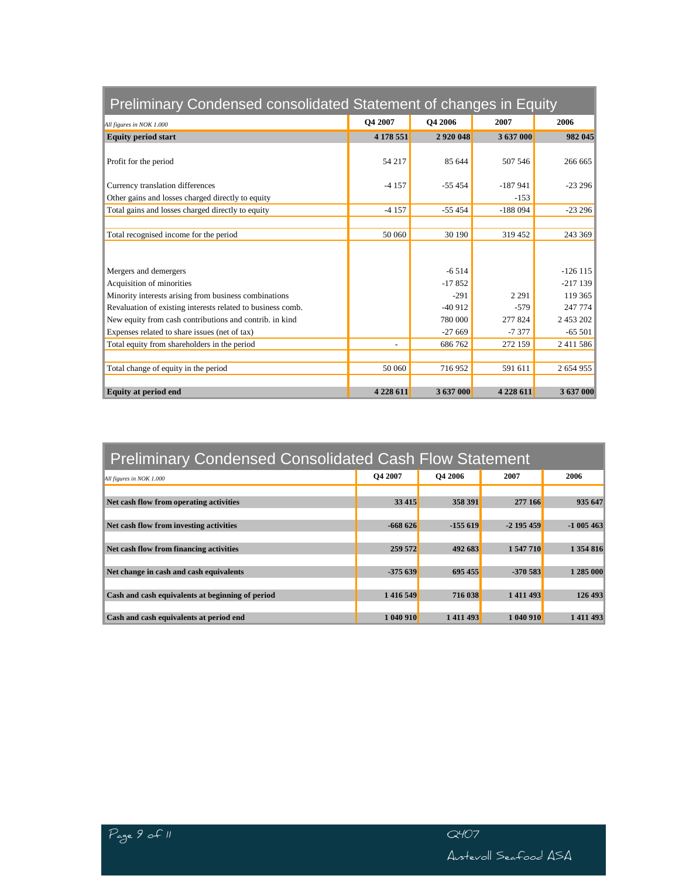## Preliminary Condensed consolidated Statement of changes in Equity

| *All figures in NOK 1.000* | Q4 2007 | Q4 2006 | 2007 | 2006 |
|---|---|---|---|---|
| **Equity period start** | **4 178 551** | **2 920 048** | **3 637 000** | **982 045** |
| Profit for the period | 54 217 | 85 644 | 507 546 | 266 665 |
| Currency translation differences | -4 157 | -55 454 | -187 941 | -23 296 |
| Other gains and losses charged directly to equity | | | -153 | |
| Total gains and losses charged directly to equity | -4 157 | -55 454 | -188 094 | -23 296 |
| Total recognised income for the period | 50 060 | 30 190 | 319 452 | 243 369 |
| Mergers and demergers | | -6 514 | | -126 115 |
| Acquisition of minorities | | -17 852 | | -217 139 |
| Minority interests arising from business combinations | | -291 | 2 291 | 119 365 |
| Revaluation of existing interests related to business comb. | | -40 912 | -579 | 247 774 |
| New equity from cash contributions and contrib. in kind | | 780 000 | 277 824 | 2 453 202 |
| Expenses related to share issues (net of tax) | | -27 669 | -7 377 | -65 501 |
| Total equity from shareholders in the period | - | 686 762 | 272 159 | 2 411 586 |
| Total change of equity in the period | 50 060 | 716 952 | 591 611 | 2 654 955 |
| **Equity at period end** | **4 228 611** | **3 637 000** | **4 228 611** | **3 637 000** |

## Preliminary Condensed Consolidated Cash Flow Statement

| *All figures in NOK 1.000* | Q4 2007 | Q4 2006 | 2007 | 2006 |
|---|---|---|---|---|
| **Net cash flow from operating activities** | **33 415** | **358 391** | **277 166** | **935 647** |
| **Net cash flow from investing activities** | **-668 626** | **-155 619** | **-2 195 459** | **-1 005 463** |
| **Net cash flow from financing activities** | **259 572** | **492 683** | **1 547 710** | **1 354 816** |
| **Net change in cash and cash equivalents** | **-375 639** | **695 455** | **-370 583** | **1 285 000** |
| **Cash and cash equivalents at beginning of period** | **1 416 549** | **716 038** | **1 411 493** | **126 493** |
| **Cash and cash equivalents at period end** | **1 040 910** | **1 411 493** | **1 040 910** | **1 411 493** |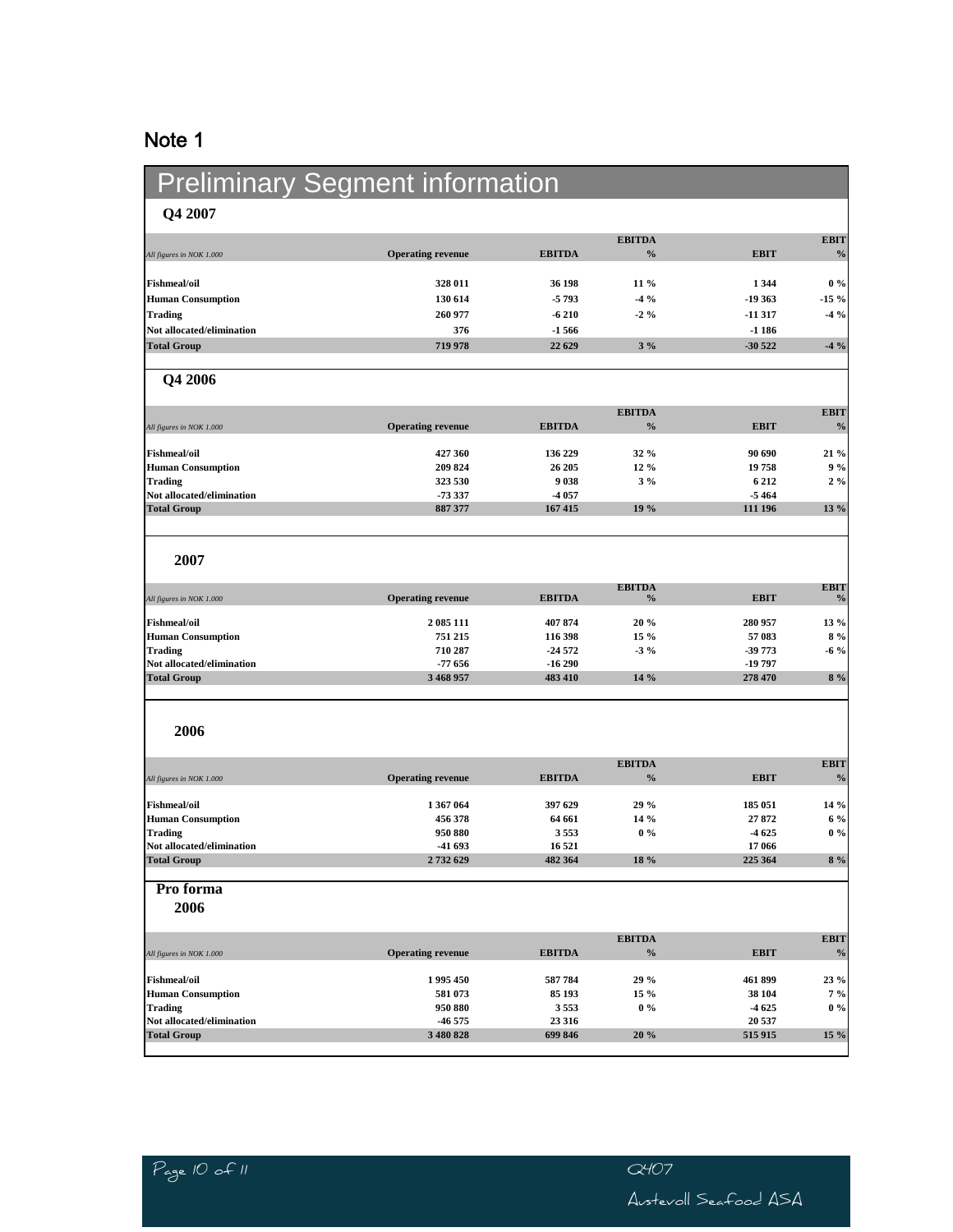## Note 1

# Preliminary Segment information

### Q4 2007

| *All figures in NOK 1.000* | Operating revenue | EBITDA | EBITDA % | EBIT | EBIT % |
|---|---|---|---|---|---|
| **Fishmeal/oil** | **328 011** | **36 198** | **11 %** | **1 344** | **0 %** |
| **Human Consumption** | **130 614** | **-5 793** | **-4 %** | **-19 363** | **-15 %** |
| **Trading** | **260 977** | **-6 210** | **-2 %** | **-11 317** | **-4 %** |
| **Not allocated/elimination** | **376** | **-1 566** | | **-1 186** | |
| **Total Group** | **719 978** | **22 629** | **3 %** | **-30 522** | **-4 %** |

### Q4 2006

| *All figures in NOK 1.000* | Operating revenue | EBITDA | EBITDA % | EBIT | EBIT % |
|---|---|---|---|---|---|
| **Fishmeal/oil** | **427 360** | **136 229** | **32 %** | **90 690** | **21 %** |
| **Human Consumption** | **209 824** | **26 205** | **12 %** | **19 758** | **9 %** |
| **Trading** | **323 530** | **9 038** | **3 %** | **6 212** | **2 %** |
| **Not allocated/elimination** | **-73 337** | **-4 057** | | **-5 464** | |
| **Total Group** | **887 377** | **167 415** | **19 %** | **111 196** | **13 %** |

### 2007

| *All figures in NOK 1.000* | Operating revenue | EBITDA | EBITDA % | EBIT | EBIT % |
|---|---|---|---|---|---|
| **Fishmeal/oil** | **2 085 111** | **407 874** | **20 %** | **280 957** | **13 %** |
| **Human Consumption** | **751 215** | **116 398** | **15 %** | **57 083** | **8 %** |
| **Trading** | **710 287** | **-24 572** | **-3 %** | **-39 773** | **-6 %** |
| **Not allocated/elimination** | **-77 656** | **-16 290** | | **-19 797** | |
| **Total Group** | **3 468 957** | **483 410** | **14 %** | **278 470** | **8 %** |

### 2006

| *All figures in NOK 1.000* | Operating revenue | EBITDA | EBITDA % | EBIT | EBIT % |
|---|---|---|---|---|---|
| **Fishmeal/oil** | **1 367 064** | **397 629** | **29 %** | **185 051** | **14 %** |
| **Human Consumption** | **456 378** | **64 661** | **14 %** | **27 872** | **6 %** |
| **Trading** | **950 880** | **3 553** | **0 %** | **-4 625** | **0 %** |
| **Not allocated/elimination** | **-41 693** | **16 521** | | **17 066** | |
| **Total Group** | **2 732 629** | **482 364** | **18 %** | **225 364** | **8 %** |

### Pro forma 2006

| *All figures in NOK 1.000* | Operating revenue | EBITDA | EBITDA % | EBIT | EBIT % |
|---|---|---|---|---|---|
| **Fishmeal/oil** | **1 995 450** | **587 784** | **29 %** | **461 899** | **23 %** |
| **Human Consumption** | **581 073** | **85 193** | **15 %** | **38 104** | **7 %** |
| **Trading** | **950 880** | **3 553** | **0 %** | **-4 625** | **0 %** |
| **Not allocated/elimination** | **-46 575** | **23 316** | | **20 537** | |
| **Total Group** | **3 480 828** | **699 846** | **20 %** | **515 915** | **15 %** |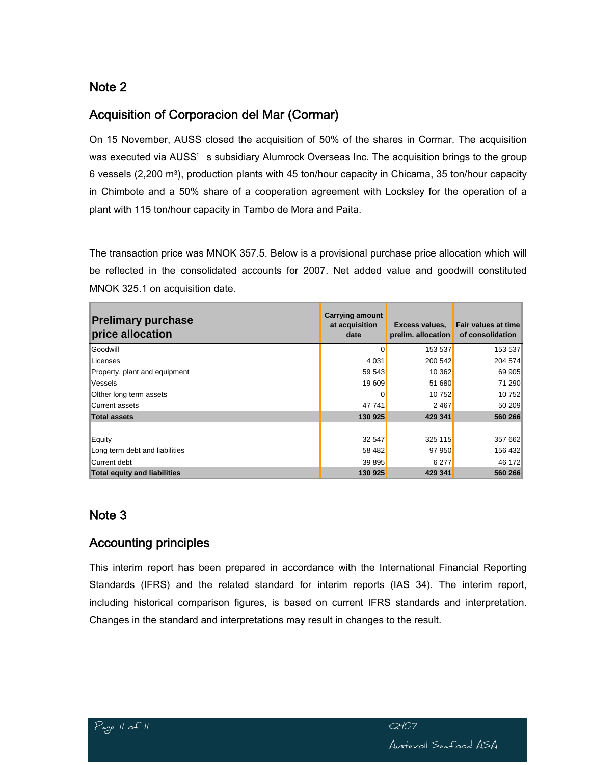## Note 2

## Acquisition of Corporacion del Mar (Cormar)

On 15 November, AUSS closed the acquisition of 50% of the shares in Cormar. The acquisition was executed via AUSS' s subsidiary Alumrock Overseas Inc. The acquisition brings to the group 6 vessels (2,200 m³), production plants with 45 ton/hour capacity in Chicama, 35 ton/hour capacity in Chimbote and a 50% share of a cooperation agreement with Locksley for the operation of a plant with 115 ton/hour capacity in Tambo de Mora and Paita.

The transaction price was MNOK 357.5. Below is a provisional purchase price allocation which will be reflected in the consolidated accounts for 2007. Net added value and goodwill constituted MNOK 325.1 on acquisition date.

| **Prelimary purchase price allocation** | **Carrying amount at acquisition date** | **Excess values, prelim. allocation** | **Fair values at time of consolidation** |
|---|---|---|---|
| Goodwill | 0 | 153 537 | 153 537 |
| Licenses | 4 031 | 200 542 | 204 574 |
| Property, plant and equipment | 59 543 | 10 362 | 69 905 |
| Vessels | 19 609 | 51 680 | 71 290 |
| Olther long term assets | 0 | 10 752 | 10 752 |
| Current assets | 47 741 | 2 467 | 50 209 |
| **Total assets** | **130 925** | **429 341** | **560 266** |
| | | | |
| Equity | 32 547 | 325 115 | 357 662 |
| Long term debt and liabilities | 58 482 | 97 950 | 156 432 |
| Current debt | 39 895 | 6 277 | 46 172 |
| **Total equity and liabilities** | **130 925** | **429 341** | **560 266** |

## Note 3

## Accounting principles

This interim report has been prepared in accordance with the International Financial Reporting Standards (IFRS) and the related standard for interim reports (IAS 34). The interim report, including historical comparison figures, is based on current IFRS standards and interpretation. Changes in the standard and interpretations may result in changes to the result.